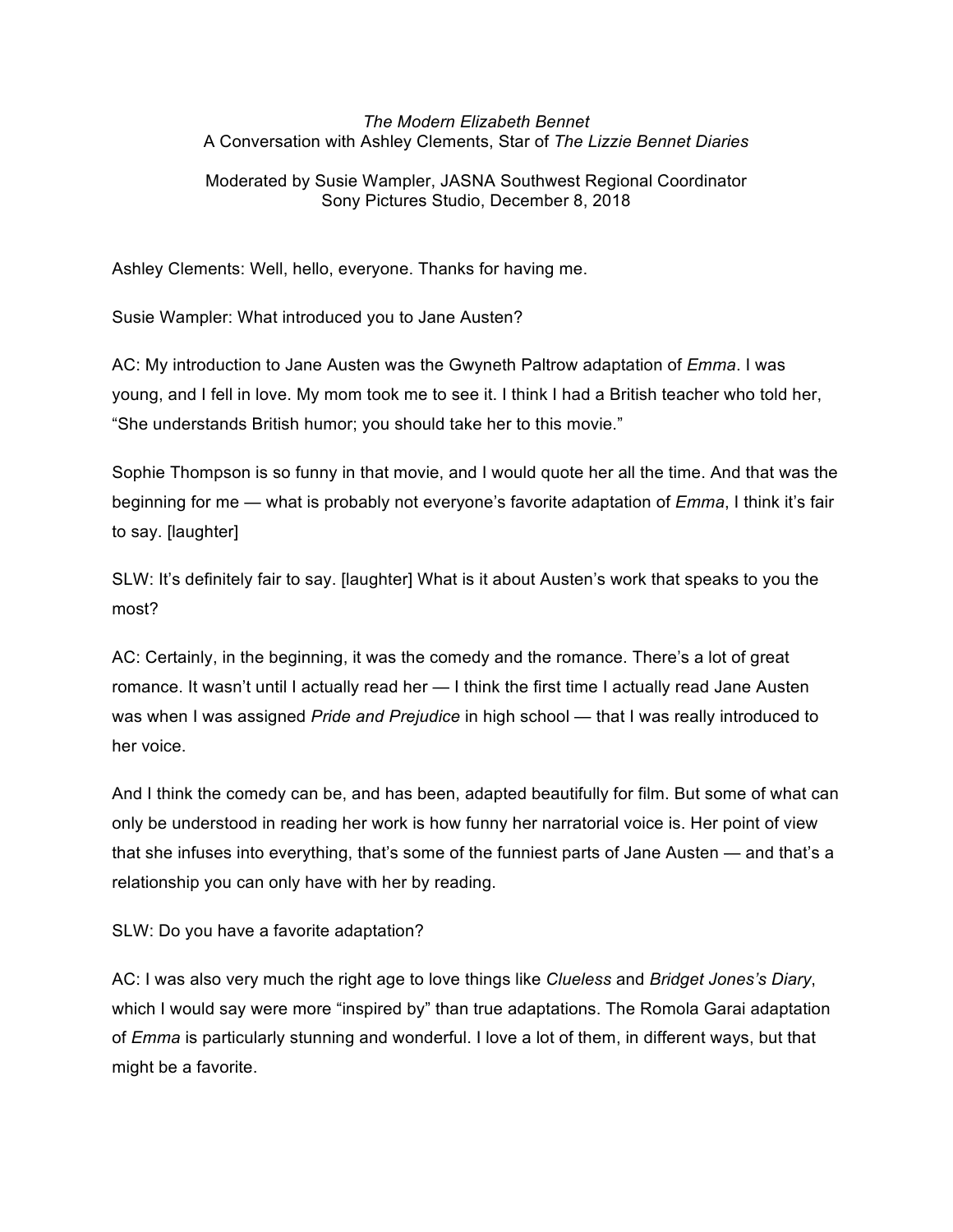*The Modern Elizabeth Bennet*
A Conversation with Ashley Clements, Star of *The Lizzie Bennet Diaries*

Moderated by Susie Wampler, JASNA Southwest Regional Coordinator
Sony Pictures Studio, December 8, 2018

Ashley Clements: Well, hello, everyone. Thanks for having me.

Susie Wampler: What introduced you to Jane Austen?

AC: My introduction to Jane Austen was the Gwyneth Paltrow adaptation of *Emma*. I was young, and I fell in love. My mom took me to see it. I think I had a British teacher who told her, "She understands British humor; you should take her to this movie."

Sophie Thompson is so funny in that movie, and I would quote her all the time. And that was the beginning for me — what is probably not everyone's favorite adaptation of *Emma*, I think it's fair to say. [laughter]

SLW: It's definitely fair to say. [laughter] What is it about Austen's work that speaks to you the most?

AC: Certainly, in the beginning, it was the comedy and the romance. There's a lot of great romance. It wasn't until I actually read her — I think the first time I actually read Jane Austen was when I was assigned *Pride and Prejudice* in high school — that I was really introduced to her voice.

And I think the comedy can be, and has been, adapted beautifully for film. But some of what can only be understood in reading her work is how funny her narratorial voice is. Her point of view that she infuses into everything, that's some of the funniest parts of Jane Austen — and that's a relationship you can only have with her by reading.

SLW: Do you have a favorite adaptation?

AC: I was also very much the right age to love things like *Clueless* and *Bridget Jones's Diary*, which I would say were more "inspired by" than true adaptations. The Romola Garai adaptation of *Emma* is particularly stunning and wonderful. I love a lot of them, in different ways, but that might be a favorite.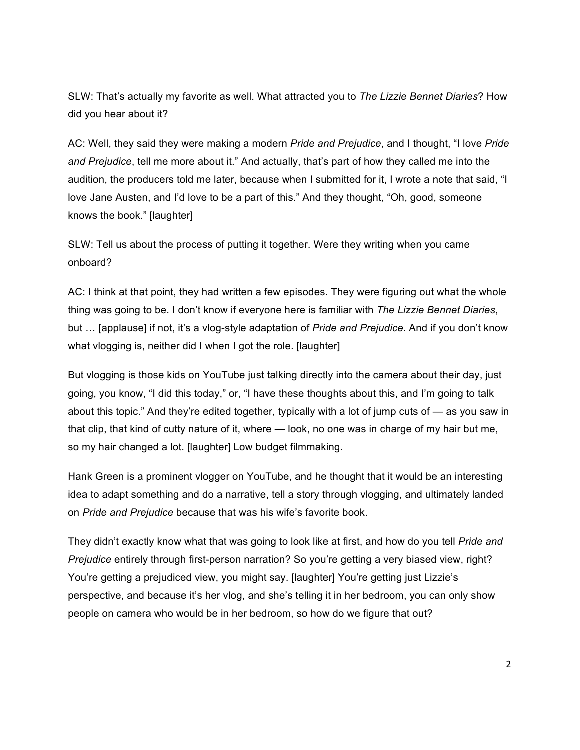SLW: That's actually my favorite as well. What attracted you to *The Lizzie Bennet Diaries*? How did you hear about it?

AC: Well, they said they were making a modern *Pride and Prejudice*, and I thought, "I love *Pride and Prejudice*, tell me more about it." And actually, that's part of how they called me into the audition, the producers told me later, because when I submitted for it, I wrote a note that said, "I love Jane Austen, and I'd love to be a part of this." And they thought, "Oh, good, someone knows the book." [laughter]

SLW: Tell us about the process of putting it together. Were they writing when you came onboard?

AC: I think at that point, they had written a few episodes. They were figuring out what the whole thing was going to be. I don't know if everyone here is familiar with *The Lizzie Bennet Diaries*, but … [applause] if not, it's a vlog-style adaptation of *Pride and Prejudice*. And if you don't know what vlogging is, neither did I when I got the role. [laughter]

But vlogging is those kids on YouTube just talking directly into the camera about their day, just going, you know, "I did this today," or, "I have these thoughts about this, and I'm going to talk about this topic." And they're edited together, typically with a lot of jump cuts of — as you saw in that clip, that kind of cutty nature of it, where — look, no one was in charge of my hair but me, so my hair changed a lot. [laughter] Low budget filmmaking.

Hank Green is a prominent vlogger on YouTube, and he thought that it would be an interesting idea to adapt something and do a narrative, tell a story through vlogging, and ultimately landed on *Pride and Prejudice* because that was his wife's favorite book.

They didn't exactly know what that was going to look like at first, and how do you tell *Pride and Prejudice* entirely through first-person narration? So you're getting a very biased view, right? You're getting a prejudiced view, you might say. [laughter] You're getting just Lizzie's perspective, and because it's her vlog, and she's telling it in her bedroom, you can only show people on camera who would be in her bedroom, so how do we figure that out?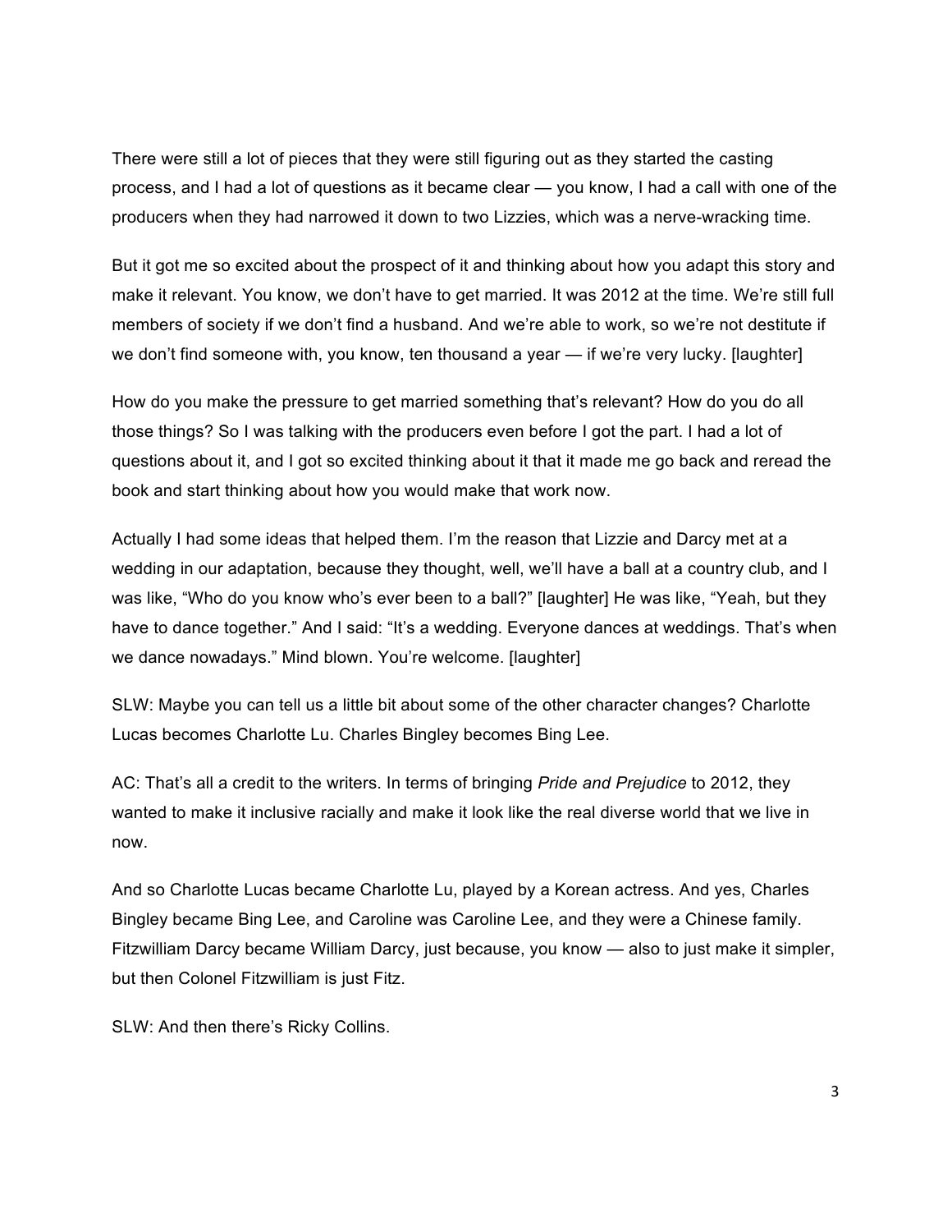There were still a lot of pieces that they were still figuring out as they started the casting process, and I had a lot of questions as it became clear — you know, I had a call with one of the producers when they had narrowed it down to two Lizzies, which was a nerve-wracking time.

But it got me so excited about the prospect of it and thinking about how you adapt this story and make it relevant. You know, we don't have to get married. It was 2012 at the time. We're still full members of society if we don't find a husband. And we're able to work, so we're not destitute if we don't find someone with, you know, ten thousand a year — if we're very lucky. [laughter]

How do you make the pressure to get married something that's relevant? How do you do all those things? So I was talking with the producers even before I got the part. I had a lot of questions about it, and I got so excited thinking about it that it made me go back and reread the book and start thinking about how you would make that work now.

Actually I had some ideas that helped them. I'm the reason that Lizzie and Darcy met at a wedding in our adaptation, because they thought, well, we'll have a ball at a country club, and I was like, "Who do you know who's ever been to a ball?" [laughter] He was like, "Yeah, but they have to dance together." And I said: "It's a wedding. Everyone dances at weddings. That's when we dance nowadays." Mind blown. You're welcome. [laughter]

SLW: Maybe you can tell us a little bit about some of the other character changes? Charlotte Lucas becomes Charlotte Lu. Charles Bingley becomes Bing Lee.

AC: That's all a credit to the writers. In terms of bringing *Pride and Prejudice* to 2012, they wanted to make it inclusive racially and make it look like the real diverse world that we live in now.

And so Charlotte Lucas became Charlotte Lu, played by a Korean actress. And yes, Charles Bingley became Bing Lee, and Caroline was Caroline Lee, and they were a Chinese family. Fitzwilliam Darcy became William Darcy, just because, you know — also to just make it simpler, but then Colonel Fitzwilliam is just Fitz.

SLW: And then there's Ricky Collins.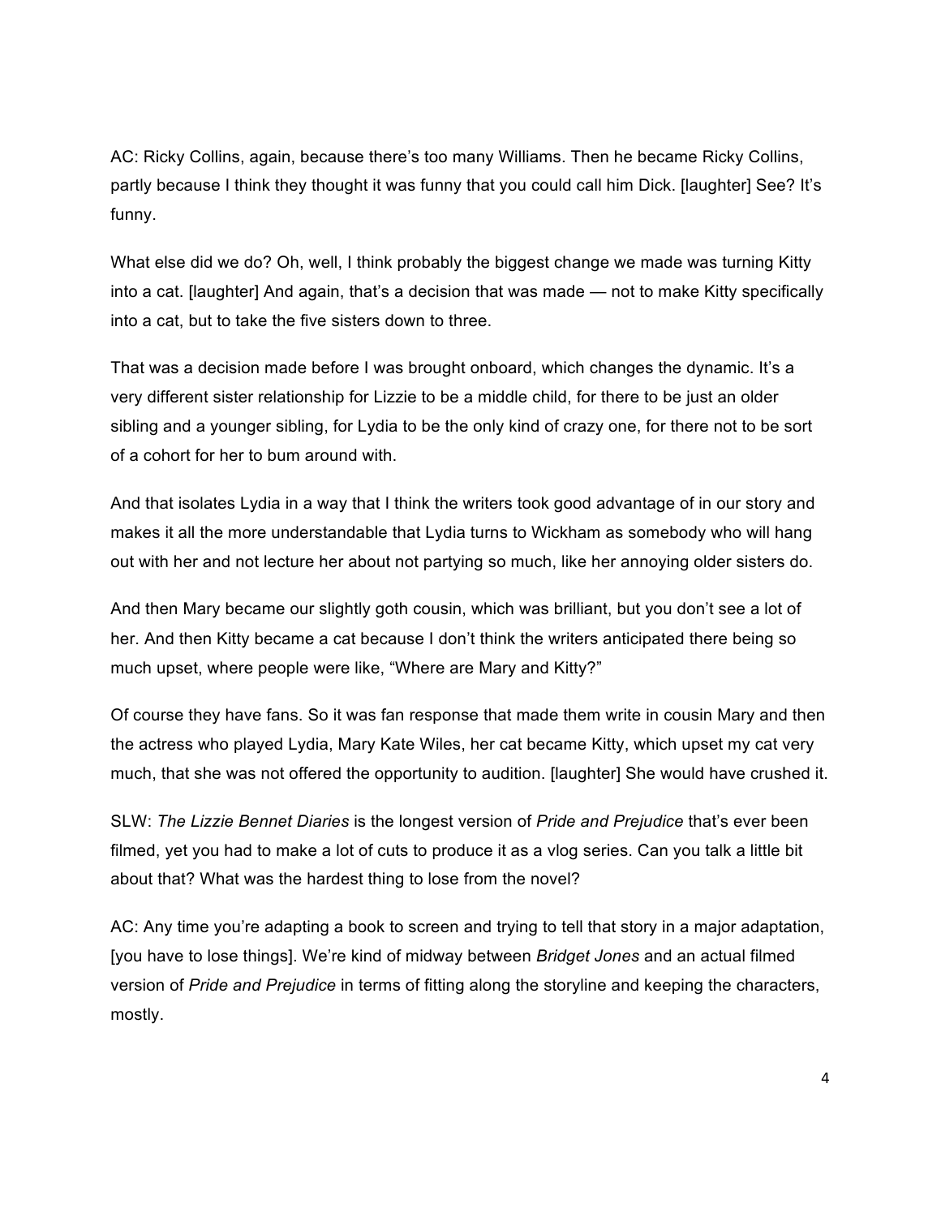AC: Ricky Collins, again, because there's too many Williams. Then he became Ricky Collins, partly because I think they thought it was funny that you could call him Dick. [laughter] See? It's funny.

What else did we do? Oh, well, I think probably the biggest change we made was turning Kitty into a cat. [laughter] And again, that's a decision that was made — not to make Kitty specifically into a cat, but to take the five sisters down to three.

That was a decision made before I was brought onboard, which changes the dynamic. It's a very different sister relationship for Lizzie to be a middle child, for there to be just an older sibling and a younger sibling, for Lydia to be the only kind of crazy one, for there not to be sort of a cohort for her to bum around with.

And that isolates Lydia in a way that I think the writers took good advantage of in our story and makes it all the more understandable that Lydia turns to Wickham as somebody who will hang out with her and not lecture her about not partying so much, like her annoying older sisters do.

And then Mary became our slightly goth cousin, which was brilliant, but you don't see a lot of her. And then Kitty became a cat because I don't think the writers anticipated there being so much upset, where people were like, "Where are Mary and Kitty?"

Of course they have fans. So it was fan response that made them write in cousin Mary and then the actress who played Lydia, Mary Kate Wiles, her cat became Kitty, which upset my cat very much, that she was not offered the opportunity to audition. [laughter] She would have crushed it.

SLW: *The Lizzie Bennet Diaries* is the longest version of *Pride and Prejudice* that's ever been filmed, yet you had to make a lot of cuts to produce it as a vlog series. Can you talk a little bit about that? What was the hardest thing to lose from the novel?

AC: Any time you're adapting a book to screen and trying to tell that story in a major adaptation, [you have to lose things]. We're kind of midway between *Bridget Jones* and an actual filmed version of *Pride and Prejudice* in terms of fitting along the storyline and keeping the characters, mostly.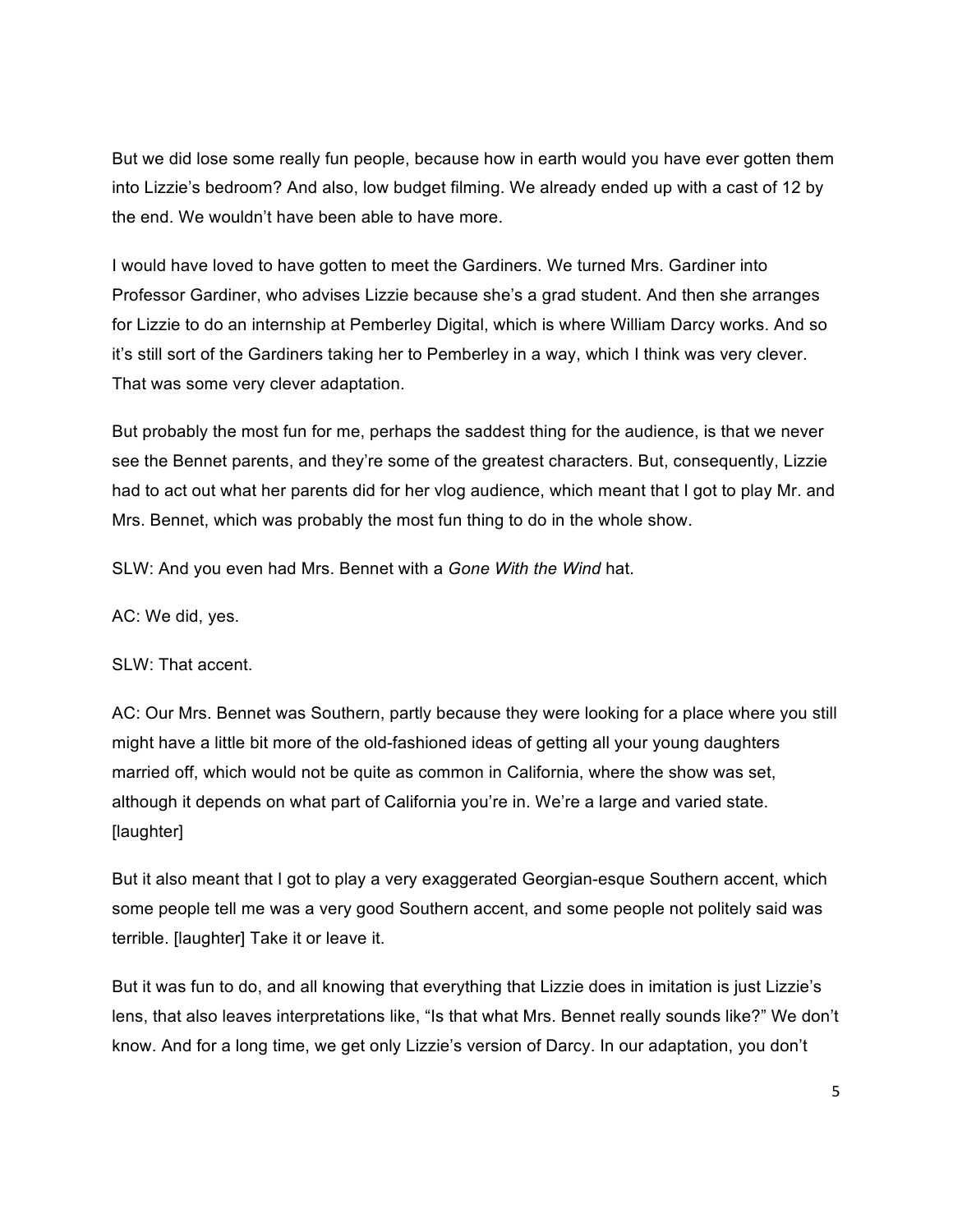But we did lose some really fun people, because how in earth would you have ever gotten them into Lizzie's bedroom? And also, low budget filming. We already ended up with a cast of 12 by the end. We wouldn't have been able to have more.

I would have loved to have gotten to meet the Gardiners. We turned Mrs. Gardiner into Professor Gardiner, who advises Lizzie because she's a grad student. And then she arranges for Lizzie to do an internship at Pemberley Digital, which is where William Darcy works. And so it's still sort of the Gardiners taking her to Pemberley in a way, which I think was very clever. That was some very clever adaptation.

But probably the most fun for me, perhaps the saddest thing for the audience, is that we never see the Bennet parents, and they're some of the greatest characters. But, consequently, Lizzie had to act out what her parents did for her vlog audience, which meant that I got to play Mr. and Mrs. Bennet, which was probably the most fun thing to do in the whole show.

SLW: And you even had Mrs. Bennet with a *Gone With the Wind* hat.

AC: We did, yes.

SLW: That accent.

AC: Our Mrs. Bennet was Southern, partly because they were looking for a place where you still might have a little bit more of the old-fashioned ideas of getting all your young daughters married off, which would not be quite as common in California, where the show was set, although it depends on what part of California you're in. We're a large and varied state. [laughter]

But it also meant that I got to play a very exaggerated Georgian-esque Southern accent, which some people tell me was a very good Southern accent, and some people not politely said was terrible. [laughter] Take it or leave it.

But it was fun to do, and all knowing that everything that Lizzie does in imitation is just Lizzie's lens, that also leaves interpretations like, "Is that what Mrs. Bennet really sounds like?" We don't know. And for a long time, we get only Lizzie's version of Darcy. In our adaptation, you don't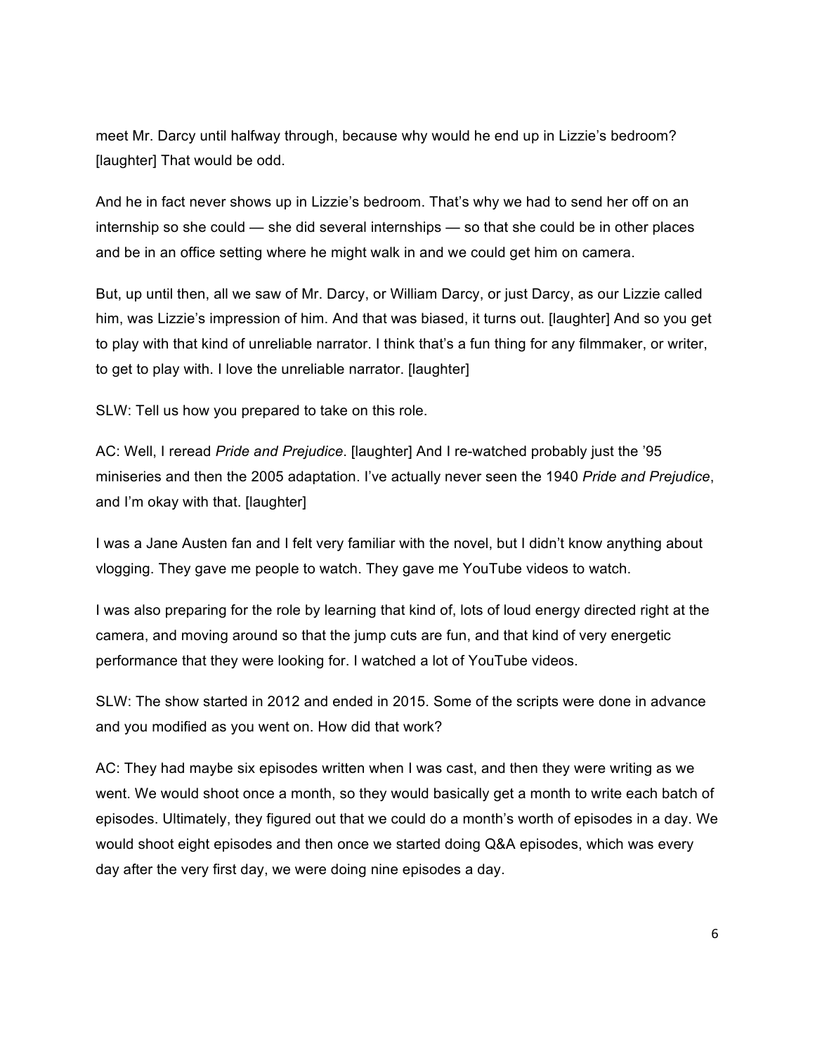meet Mr. Darcy until halfway through, because why would he end up in Lizzie's bedroom? [laughter] That would be odd.

And he in fact never shows up in Lizzie's bedroom. That's why we had to send her off on an internship so she could — she did several internships — so that she could be in other places and be in an office setting where he might walk in and we could get him on camera.

But, up until then, all we saw of Mr. Darcy, or William Darcy, or just Darcy, as our Lizzie called him, was Lizzie's impression of him. And that was biased, it turns out. [laughter] And so you get to play with that kind of unreliable narrator. I think that's a fun thing for any filmmaker, or writer, to get to play with. I love the unreliable narrator. [laughter]

SLW: Tell us how you prepared to take on this role.

AC: Well, I reread *Pride and Prejudice*. [laughter] And I re-watched probably just the '95 miniseries and then the 2005 adaptation. I've actually never seen the 1940 *Pride and Prejudice*, and I'm okay with that. [laughter]

I was a Jane Austen fan and I felt very familiar with the novel, but I didn't know anything about vlogging. They gave me people to watch. They gave me YouTube videos to watch.

I was also preparing for the role by learning that kind of, lots of loud energy directed right at the camera, and moving around so that the jump cuts are fun, and that kind of very energetic performance that they were looking for. I watched a lot of YouTube videos.

SLW: The show started in 2012 and ended in 2015. Some of the scripts were done in advance and you modified as you went on. How did that work?

AC: They had maybe six episodes written when I was cast, and then they were writing as we went. We would shoot once a month, so they would basically get a month to write each batch of episodes. Ultimately, they figured out that we could do a month's worth of episodes in a day. We would shoot eight episodes and then once we started doing Q&A episodes, which was every day after the very first day, we were doing nine episodes a day.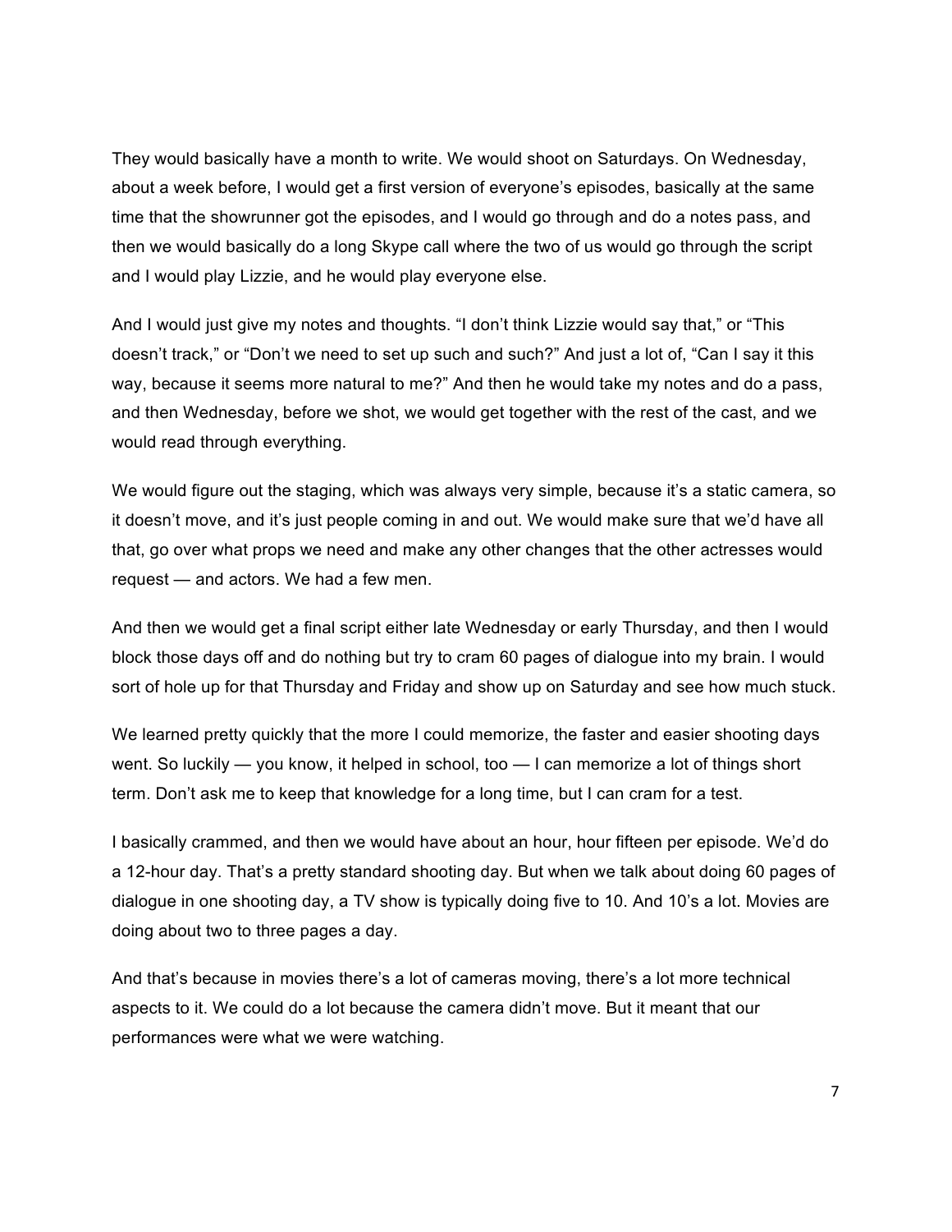They would basically have a month to write. We would shoot on Saturdays. On Wednesday, about a week before, I would get a first version of everyone's episodes, basically at the same time that the showrunner got the episodes, and I would go through and do a notes pass, and then we would basically do a long Skype call where the two of us would go through the script and I would play Lizzie, and he would play everyone else.

And I would just give my notes and thoughts. "I don't think Lizzie would say that," or "This doesn't track," or "Don't we need to set up such and such?" And just a lot of, "Can I say it this way, because it seems more natural to me?" And then he would take my notes and do a pass, and then Wednesday, before we shot, we would get together with the rest of the cast, and we would read through everything.

We would figure out the staging, which was always very simple, because it's a static camera, so it doesn't move, and it's just people coming in and out. We would make sure that we'd have all that, go over what props we need and make any other changes that the other actresses would request — and actors. We had a few men.

And then we would get a final script either late Wednesday or early Thursday, and then I would block those days off and do nothing but try to cram 60 pages of dialogue into my brain. I would sort of hole up for that Thursday and Friday and show up on Saturday and see how much stuck.

We learned pretty quickly that the more I could memorize, the faster and easier shooting days went. So luckily — you know, it helped in school, too — I can memorize a lot of things short term. Don't ask me to keep that knowledge for a long time, but I can cram for a test.

I basically crammed, and then we would have about an hour, hour fifteen per episode. We'd do a 12-hour day. That's a pretty standard shooting day. But when we talk about doing 60 pages of dialogue in one shooting day, a TV show is typically doing five to 10. And 10's a lot. Movies are doing about two to three pages a day.

And that's because in movies there's a lot of cameras moving, there's a lot more technical aspects to it. We could do a lot because the camera didn't move. But it meant that our performances were what we were watching.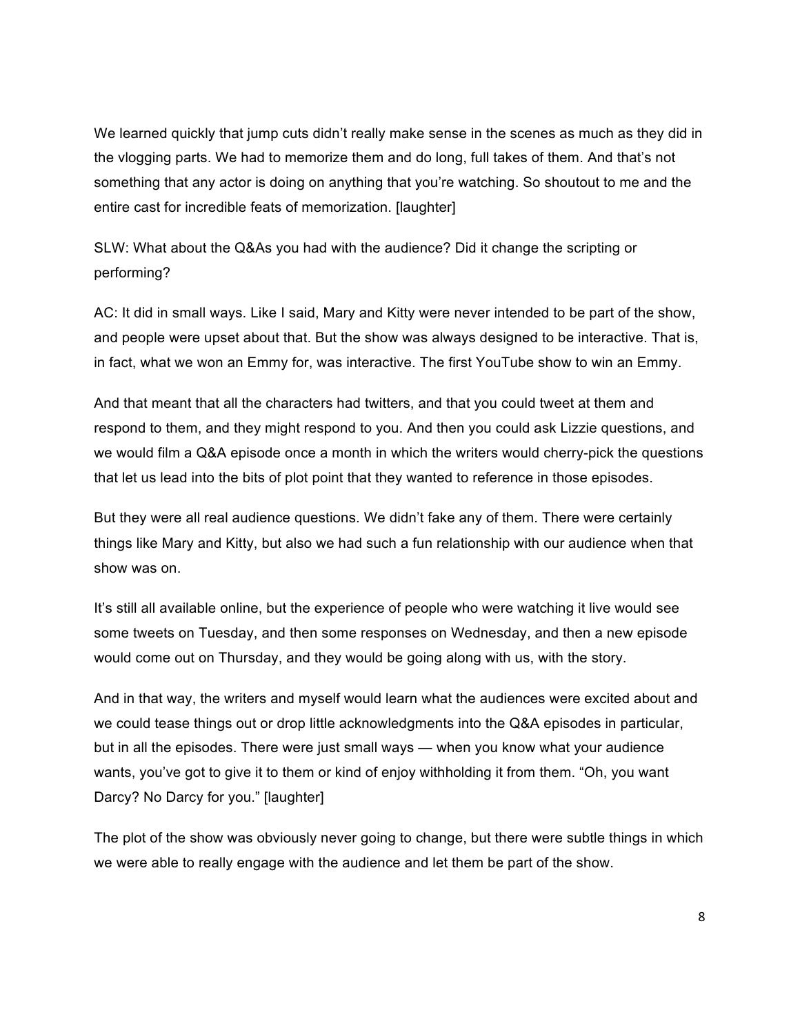We learned quickly that jump cuts didn't really make sense in the scenes as much as they did in the vlogging parts. We had to memorize them and do long, full takes of them. And that's not something that any actor is doing on anything that you're watching. So shoutout to me and the entire cast for incredible feats of memorization. [laughter]

SLW: What about the Q&As you had with the audience? Did it change the scripting or performing?

AC: It did in small ways. Like I said, Mary and Kitty were never intended to be part of the show, and people were upset about that. But the show was always designed to be interactive. That is, in fact, what we won an Emmy for, was interactive. The first YouTube show to win an Emmy.

And that meant that all the characters had twitters, and that you could tweet at them and respond to them, and they might respond to you. And then you could ask Lizzie questions, and we would film a Q&A episode once a month in which the writers would cherry-pick the questions that let us lead into the bits of plot point that they wanted to reference in those episodes.

But they were all real audience questions. We didn't fake any of them. There were certainly things like Mary and Kitty, but also we had such a fun relationship with our audience when that show was on.

It's still all available online, but the experience of people who were watching it live would see some tweets on Tuesday, and then some responses on Wednesday, and then a new episode would come out on Thursday, and they would be going along with us, with the story.

And in that way, the writers and myself would learn what the audiences were excited about and we could tease things out or drop little acknowledgments into the Q&A episodes in particular, but in all the episodes. There were just small ways — when you know what your audience wants, you've got to give it to them or kind of enjoy withholding it from them. "Oh, you want Darcy? No Darcy for you." [laughter]

The plot of the show was obviously never going to change, but there were subtle things in which we were able to really engage with the audience and let them be part of the show.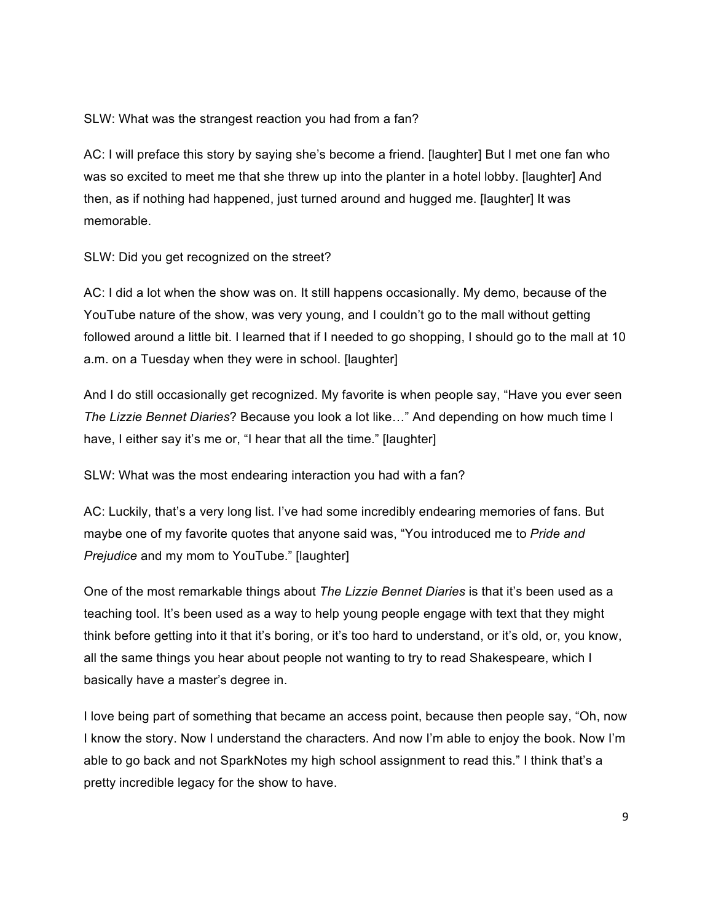SLW: What was the strangest reaction you had from a fan?

AC: I will preface this story by saying she's become a friend. [laughter] But I met one fan who was so excited to meet me that she threw up into the planter in a hotel lobby. [laughter] And then, as if nothing had happened, just turned around and hugged me. [laughter] It was memorable.

SLW: Did you get recognized on the street?

AC: I did a lot when the show was on. It still happens occasionally. My demo, because of the YouTube nature of the show, was very young, and I couldn't go to the mall without getting followed around a little bit. I learned that if I needed to go shopping, I should go to the mall at 10 a.m. on a Tuesday when they were in school. [laughter]

And I do still occasionally get recognized. My favorite is when people say, "Have you ever seen *The Lizzie Bennet Diaries*? Because you look a lot like…" And depending on how much time I have, I either say it's me or, "I hear that all the time." [laughter]

SLW: What was the most endearing interaction you had with a fan?

AC: Luckily, that's a very long list. I've had some incredibly endearing memories of fans. But maybe one of my favorite quotes that anyone said was, "You introduced me to *Pride and Prejudice* and my mom to YouTube." [laughter]

One of the most remarkable things about *The Lizzie Bennet Diaries* is that it's been used as a teaching tool. It's been used as a way to help young people engage with text that they might think before getting into it that it's boring, or it's too hard to understand, or it's old, or, you know, all the same things you hear about people not wanting to try to read Shakespeare, which I basically have a master's degree in.

I love being part of something that became an access point, because then people say, "Oh, now I know the story. Now I understand the characters. And now I'm able to enjoy the book. Now I'm able to go back and not SparkNotes my high school assignment to read this." I think that's a pretty incredible legacy for the show to have.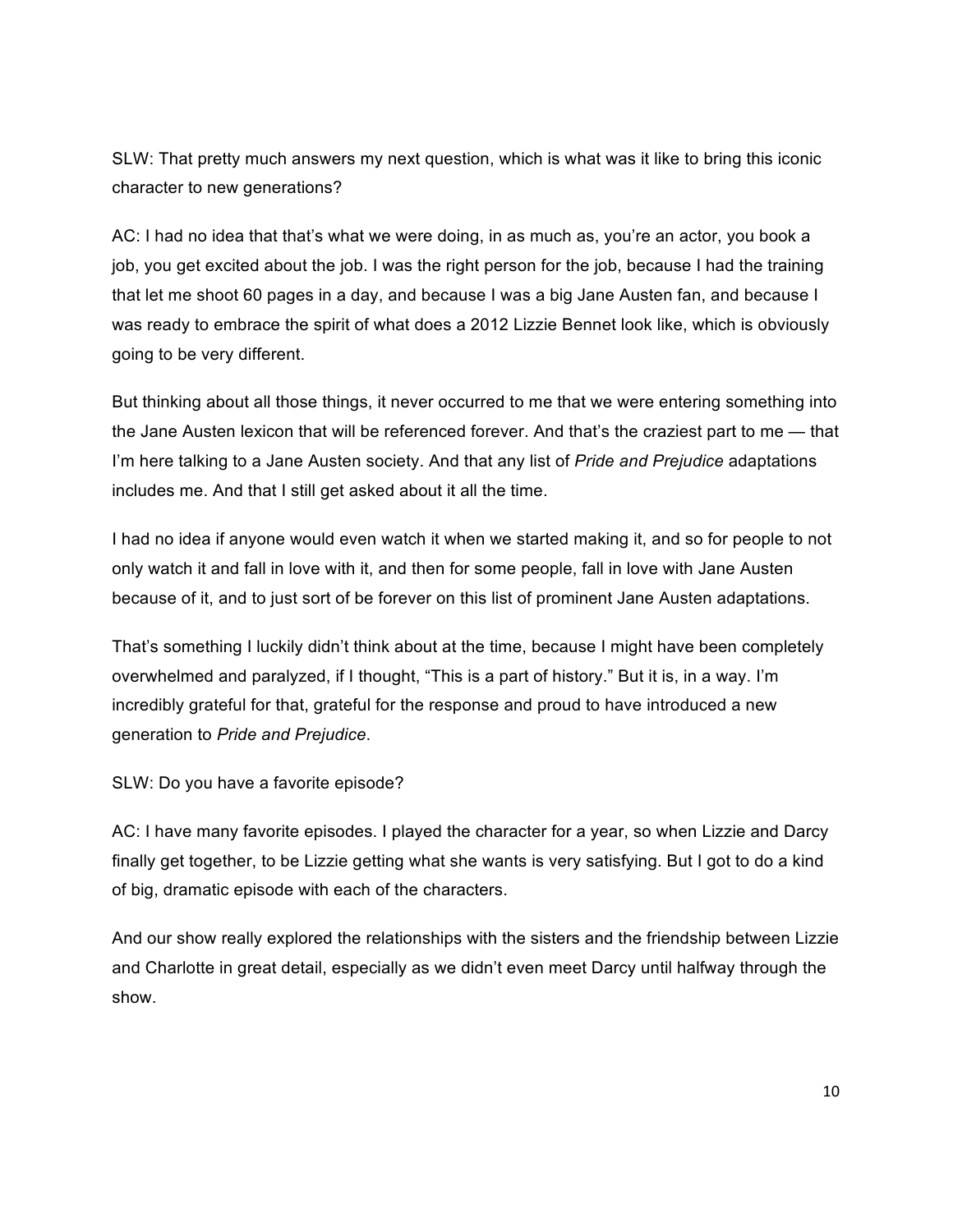SLW: That pretty much answers my next question, which is what was it like to bring this iconic character to new generations?

AC: I had no idea that that's what we were doing, in as much as, you're an actor, you book a job, you get excited about the job. I was the right person for the job, because I had the training that let me shoot 60 pages in a day, and because I was a big Jane Austen fan, and because I was ready to embrace the spirit of what does a 2012 Lizzie Bennet look like, which is obviously going to be very different.

But thinking about all those things, it never occurred to me that we were entering something into the Jane Austen lexicon that will be referenced forever. And that's the craziest part to me — that I'm here talking to a Jane Austen society. And that any list of *Pride and Prejudice* adaptations includes me. And that I still get asked about it all the time.

I had no idea if anyone would even watch it when we started making it, and so for people to not only watch it and fall in love with it, and then for some people, fall in love with Jane Austen because of it, and to just sort of be forever on this list of prominent Jane Austen adaptations.

That's something I luckily didn't think about at the time, because I might have been completely overwhelmed and paralyzed, if I thought, "This is a part of history." But it is, in a way. I'm incredibly grateful for that, grateful for the response and proud to have introduced a new generation to *Pride and Prejudice*.

SLW: Do you have a favorite episode?

AC: I have many favorite episodes. I played the character for a year, so when Lizzie and Darcy finally get together, to be Lizzie getting what she wants is very satisfying. But I got to do a kind of big, dramatic episode with each of the characters.

And our show really explored the relationships with the sisters and the friendship between Lizzie and Charlotte in great detail, especially as we didn't even meet Darcy until halfway through the show.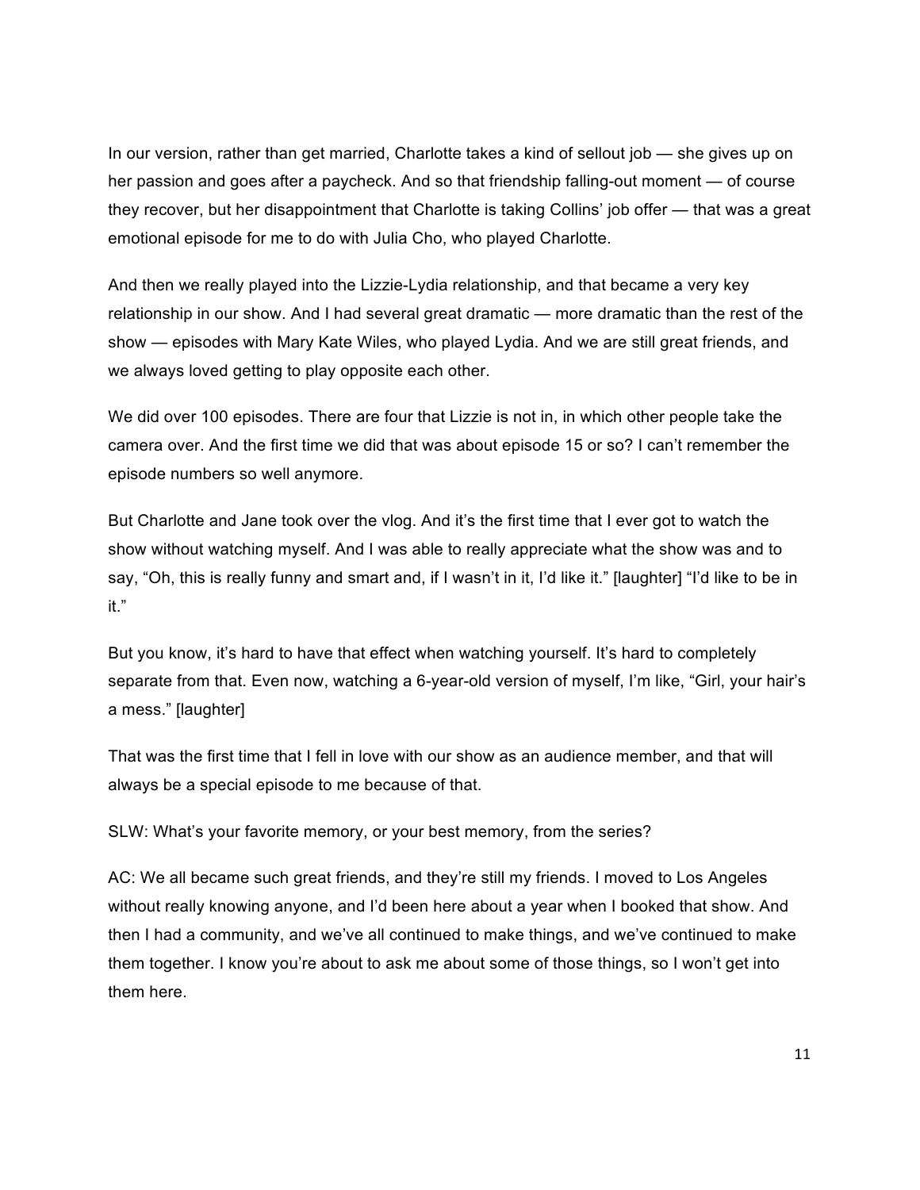In our version, rather than get married, Charlotte takes a kind of sellout job — she gives up on her passion and goes after a paycheck. And so that friendship falling-out moment — of course they recover, but her disappointment that Charlotte is taking Collins' job offer — that was a great emotional episode for me to do with Julia Cho, who played Charlotte.

And then we really played into the Lizzie-Lydia relationship, and that became a very key relationship in our show. And I had several great dramatic — more dramatic than the rest of the show — episodes with Mary Kate Wiles, who played Lydia. And we are still great friends, and we always loved getting to play opposite each other.

We did over 100 episodes. There are four that Lizzie is not in, in which other people take the camera over. And the first time we did that was about episode 15 or so? I can't remember the episode numbers so well anymore.

But Charlotte and Jane took over the vlog. And it's the first time that I ever got to watch the show without watching myself. And I was able to really appreciate what the show was and to say, "Oh, this is really funny and smart and, if I wasn't in it, I'd like it." [laughter] "I'd like to be in it."

But you know, it's hard to have that effect when watching yourself. It's hard to completely separate from that. Even now, watching a 6-year-old version of myself, I'm like, "Girl, your hair's a mess." [laughter]

That was the first time that I fell in love with our show as an audience member, and that will always be a special episode to me because of that.

SLW: What's your favorite memory, or your best memory, from the series?

AC: We all became such great friends, and they're still my friends. I moved to Los Angeles without really knowing anyone, and I'd been here about a year when I booked that show. And then I had a community, and we've all continued to make things, and we've continued to make them together. I know you're about to ask me about some of those things, so I won't get into them here.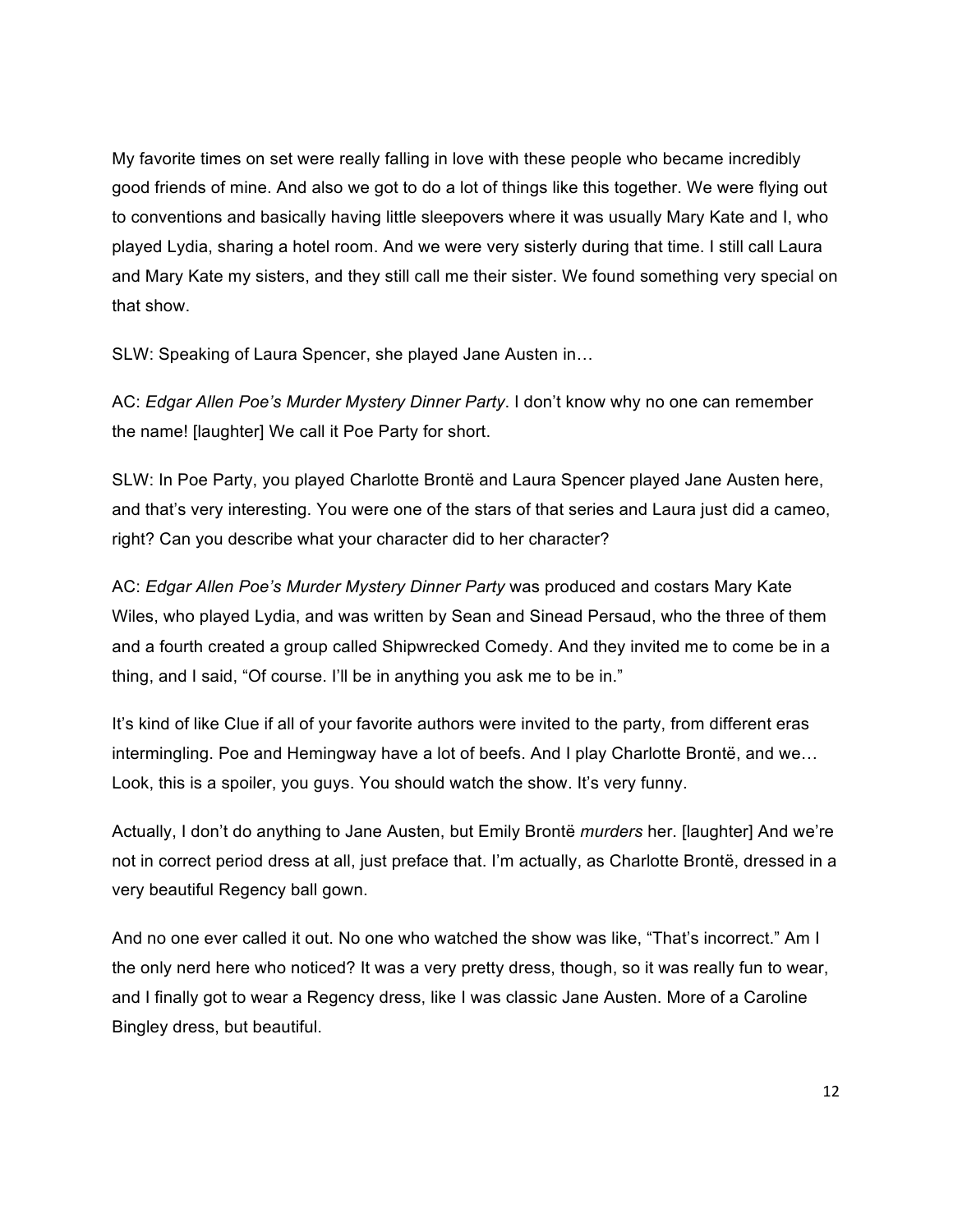My favorite times on set were really falling in love with these people who became incredibly good friends of mine. And also we got to do a lot of things like this together. We were flying out to conventions and basically having little sleepovers where it was usually Mary Kate and I, who played Lydia, sharing a hotel room. And we were very sisterly during that time. I still call Laura and Mary Kate my sisters, and they still call me their sister. We found something very special on that show.

SLW: Speaking of Laura Spencer, she played Jane Austen in…

AC: *Edgar Allen Poe's Murder Mystery Dinner Party*. I don't know why no one can remember the name! [laughter] We call it Poe Party for short.

SLW: In Poe Party, you played Charlotte Brontë and Laura Spencer played Jane Austen here, and that's very interesting. You were one of the stars of that series and Laura just did a cameo, right? Can you describe what your character did to her character?

AC: *Edgar Allen Poe's Murder Mystery Dinner Party* was produced and costars Mary Kate Wiles, who played Lydia, and was written by Sean and Sinead Persaud, who the three of them and a fourth created a group called Shipwrecked Comedy. And they invited me to come be in a thing, and I said, "Of course. I'll be in anything you ask me to be in."

It's kind of like Clue if all of your favorite authors were invited to the party, from different eras intermingling. Poe and Hemingway have a lot of beefs. And I play Charlotte Brontë, and we… Look, this is a spoiler, you guys. You should watch the show. It's very funny.

Actually, I don't do anything to Jane Austen, but Emily Brontë *murders* her. [laughter] And we're not in correct period dress at all, just preface that. I'm actually, as Charlotte Brontë, dressed in a very beautiful Regency ball gown.

And no one ever called it out. No one who watched the show was like, "That's incorrect." Am I the only nerd here who noticed? It was a very pretty dress, though, so it was really fun to wear, and I finally got to wear a Regency dress, like I was classic Jane Austen. More of a Caroline Bingley dress, but beautiful.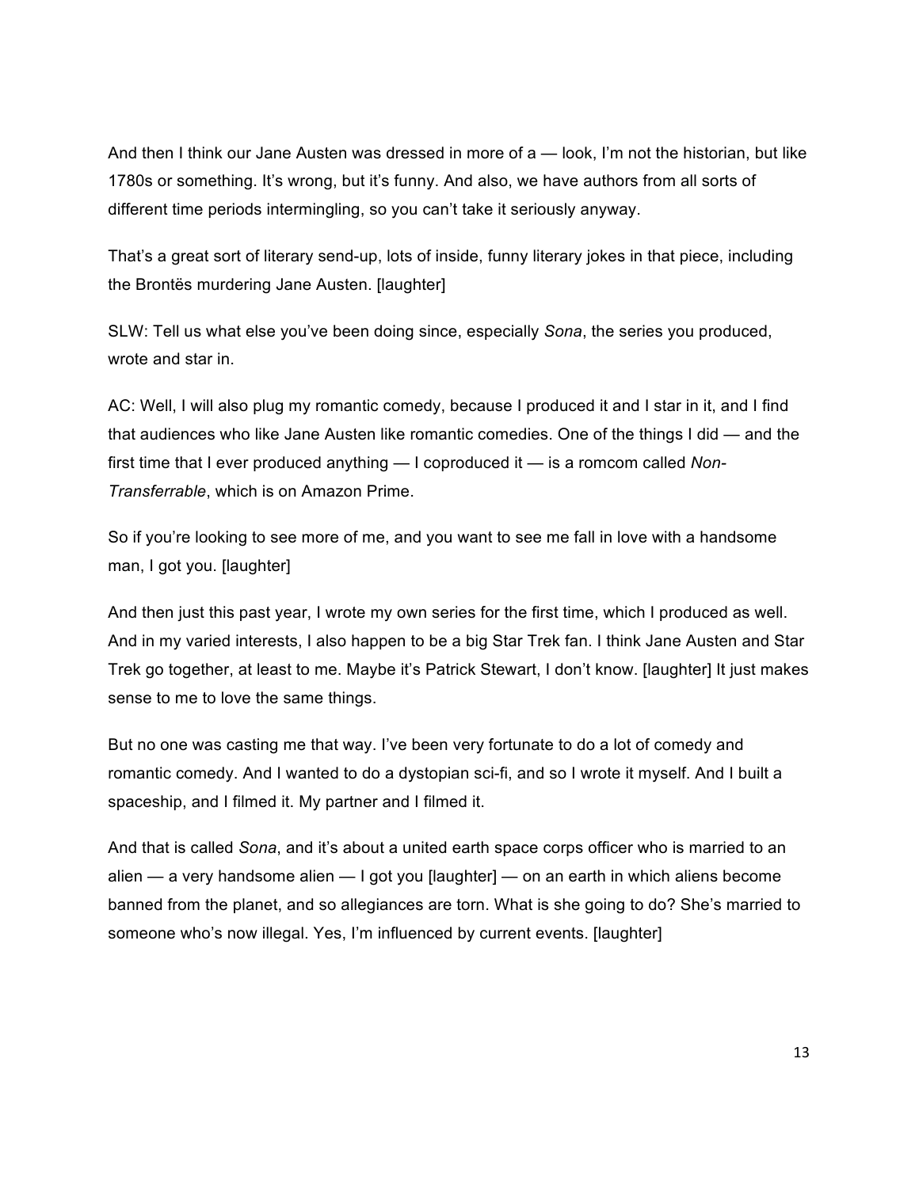And then I think our Jane Austen was dressed in more of a — look, I'm not the historian, but like 1780s or something. It's wrong, but it's funny. And also, we have authors from all sorts of different time periods intermingling, so you can't take it seriously anyway.

That's a great sort of literary send-up, lots of inside, funny literary jokes in that piece, including the Brontës murdering Jane Austen. [laughter]

SLW: Tell us what else you've been doing since, especially *Sona*, the series you produced, wrote and star in.

AC: Well, I will also plug my romantic comedy, because I produced it and I star in it, and I find that audiences who like Jane Austen like romantic comedies. One of the things I did — and the first time that I ever produced anything — I coproduced it — is a romcom called *Non-Transferrable*, which is on Amazon Prime.

So if you're looking to see more of me, and you want to see me fall in love with a handsome man, I got you. [laughter]

And then just this past year, I wrote my own series for the first time, which I produced as well. And in my varied interests, I also happen to be a big Star Trek fan. I think Jane Austen and Star Trek go together, at least to me. Maybe it's Patrick Stewart, I don't know. [laughter] It just makes sense to me to love the same things.

But no one was casting me that way. I've been very fortunate to do a lot of comedy and romantic comedy. And I wanted to do a dystopian sci-fi, and so I wrote it myself. And I built a spaceship, and I filmed it. My partner and I filmed it.

And that is called *Sona*, and it's about a united earth space corps officer who is married to an alien — a very handsome alien — I got you [laughter] — on an earth in which aliens become banned from the planet, and so allegiances are torn. What is she going to do? She's married to someone who's now illegal. Yes, I'm influenced by current events. [laughter]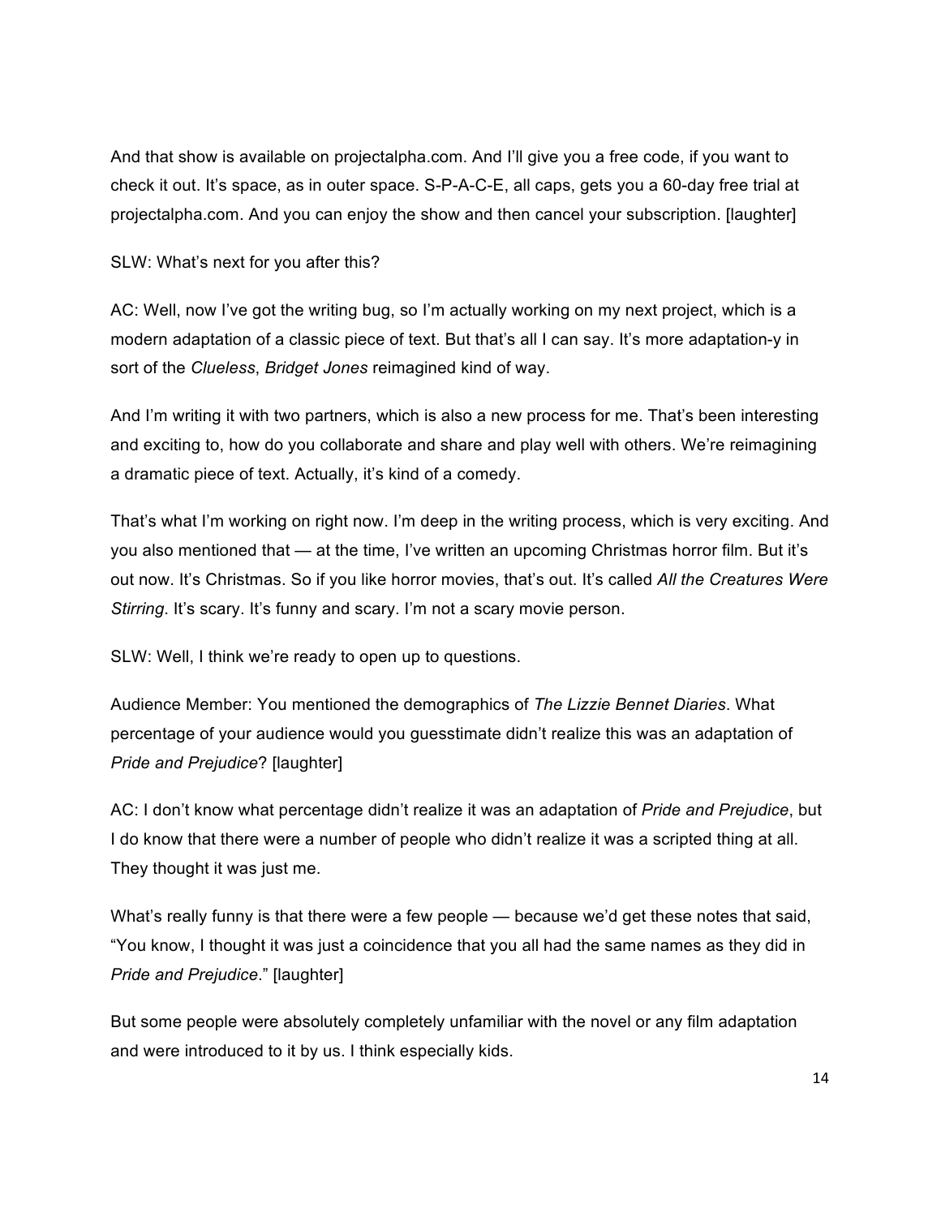And that show is available on projectalpha.com. And I'll give you a free code, if you want to check it out. It's space, as in outer space. S-P-A-C-E, all caps, gets you a 60-day free trial at projectalpha.com. And you can enjoy the show and then cancel your subscription. [laughter]

SLW: What's next for you after this?

AC: Well, now I've got the writing bug, so I'm actually working on my next project, which is a modern adaptation of a classic piece of text. But that's all I can say. It's more adaptation-y in sort of the *Clueless*, *Bridget Jones* reimagined kind of way.

And I'm writing it with two partners, which is also a new process for me. That's been interesting and exciting to, how do you collaborate and share and play well with others. We're reimagining a dramatic piece of text. Actually, it's kind of a comedy.

That's what I'm working on right now. I'm deep in the writing process, which is very exciting. And you also mentioned that — at the time, I've written an upcoming Christmas horror film. But it's out now. It's Christmas. So if you like horror movies, that's out. It's called *All the Creatures Were Stirring*. It's scary. It's funny and scary. I'm not a scary movie person.

SLW: Well, I think we're ready to open up to questions.

Audience Member: You mentioned the demographics of *The Lizzie Bennet Diaries*. What percentage of your audience would you guesstimate didn't realize this was an adaptation of *Pride and Prejudice*? [laughter]

AC: I don't know what percentage didn't realize it was an adaptation of *Pride and Prejudice*, but I do know that there were a number of people who didn't realize it was a scripted thing at all. They thought it was just me.

What's really funny is that there were a few people — because we'd get these notes that said, "You know, I thought it was just a coincidence that you all had the same names as they did in *Pride and Prejudice*." [laughter]

But some people were absolutely completely unfamiliar with the novel or any film adaptation and were introduced to it by us. I think especially kids.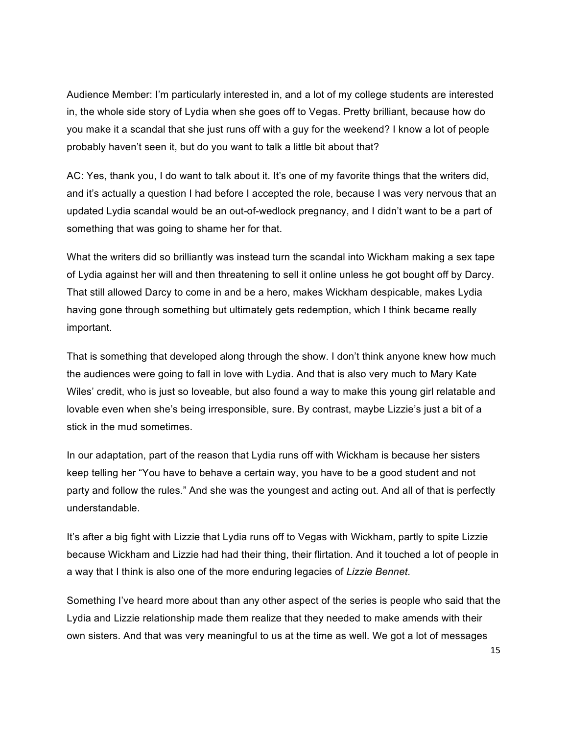Audience Member: I'm particularly interested in, and a lot of my college students are interested in, the whole side story of Lydia when she goes off to Vegas. Pretty brilliant, because how do you make it a scandal that she just runs off with a guy for the weekend? I know a lot of people probably haven't seen it, but do you want to talk a little bit about that?

AC: Yes, thank you, I do want to talk about it. It's one of my favorite things that the writers did, and it's actually a question I had before I accepted the role, because I was very nervous that an updated Lydia scandal would be an out-of-wedlock pregnancy, and I didn't want to be a part of something that was going to shame her for that.

What the writers did so brilliantly was instead turn the scandal into Wickham making a sex tape of Lydia against her will and then threatening to sell it online unless he got bought off by Darcy. That still allowed Darcy to come in and be a hero, makes Wickham despicable, makes Lydia having gone through something but ultimately gets redemption, which I think became really important.

That is something that developed along through the show. I don't think anyone knew how much the audiences were going to fall in love with Lydia. And that is also very much to Mary Kate Wiles' credit, who is just so loveable, but also found a way to make this young girl relatable and lovable even when she's being irresponsible, sure. By contrast, maybe Lizzie's just a bit of a stick in the mud sometimes.

In our adaptation, part of the reason that Lydia runs off with Wickham is because her sisters keep telling her "You have to behave a certain way, you have to be a good student and not party and follow the rules." And she was the youngest and acting out. And all of that is perfectly understandable.

It's after a big fight with Lizzie that Lydia runs off to Vegas with Wickham, partly to spite Lizzie because Wickham and Lizzie had had their thing, their flirtation. And it touched a lot of people in a way that I think is also one of the more enduring legacies of *Lizzie Bennet*.

Something I've heard more about than any other aspect of the series is people who said that the Lydia and Lizzie relationship made them realize that they needed to make amends with their own sisters. And that was very meaningful to us at the time as well. We got a lot of messages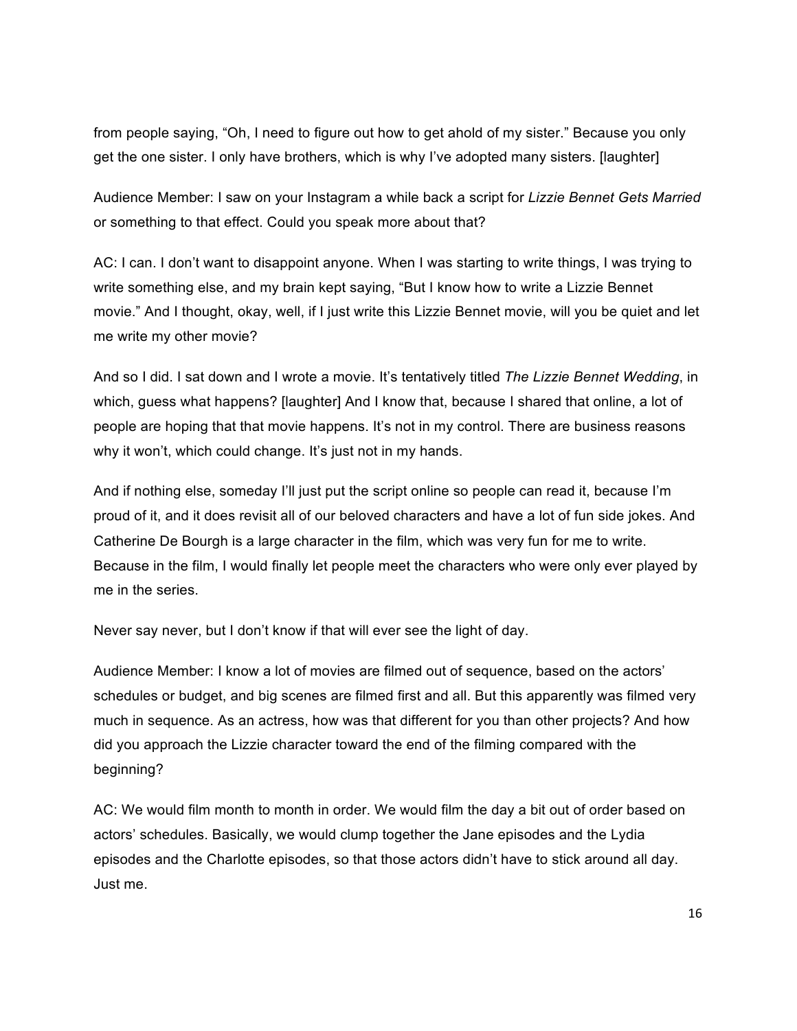from people saying, "Oh, I need to figure out how to get ahold of my sister." Because you only get the one sister. I only have brothers, which is why I've adopted many sisters. [laughter]

Audience Member: I saw on your Instagram a while back a script for *Lizzie Bennet Gets Married* or something to that effect. Could you speak more about that?

AC: I can. I don't want to disappoint anyone. When I was starting to write things, I was trying to write something else, and my brain kept saying, "But I know how to write a Lizzie Bennet movie." And I thought, okay, well, if I just write this Lizzie Bennet movie, will you be quiet and let me write my other movie?

And so I did. I sat down and I wrote a movie. It's tentatively titled *The Lizzie Bennet Wedding*, in which, guess what happens? [laughter] And I know that, because I shared that online, a lot of people are hoping that that movie happens. It's not in my control. There are business reasons why it won't, which could change. It's just not in my hands.

And if nothing else, someday I'll just put the script online so people can read it, because I'm proud of it, and it does revisit all of our beloved characters and have a lot of fun side jokes. And Catherine De Bourgh is a large character in the film, which was very fun for me to write. Because in the film, I would finally let people meet the characters who were only ever played by me in the series.

Never say never, but I don't know if that will ever see the light of day.

Audience Member: I know a lot of movies are filmed out of sequence, based on the actors' schedules or budget, and big scenes are filmed first and all. But this apparently was filmed very much in sequence. As an actress, how was that different for you than other projects? And how did you approach the Lizzie character toward the end of the filming compared with the beginning?

AC: We would film month to month in order. We would film the day a bit out of order based on actors' schedules. Basically, we would clump together the Jane episodes and the Lydia episodes and the Charlotte episodes, so that those actors didn't have to stick around all day. Just me.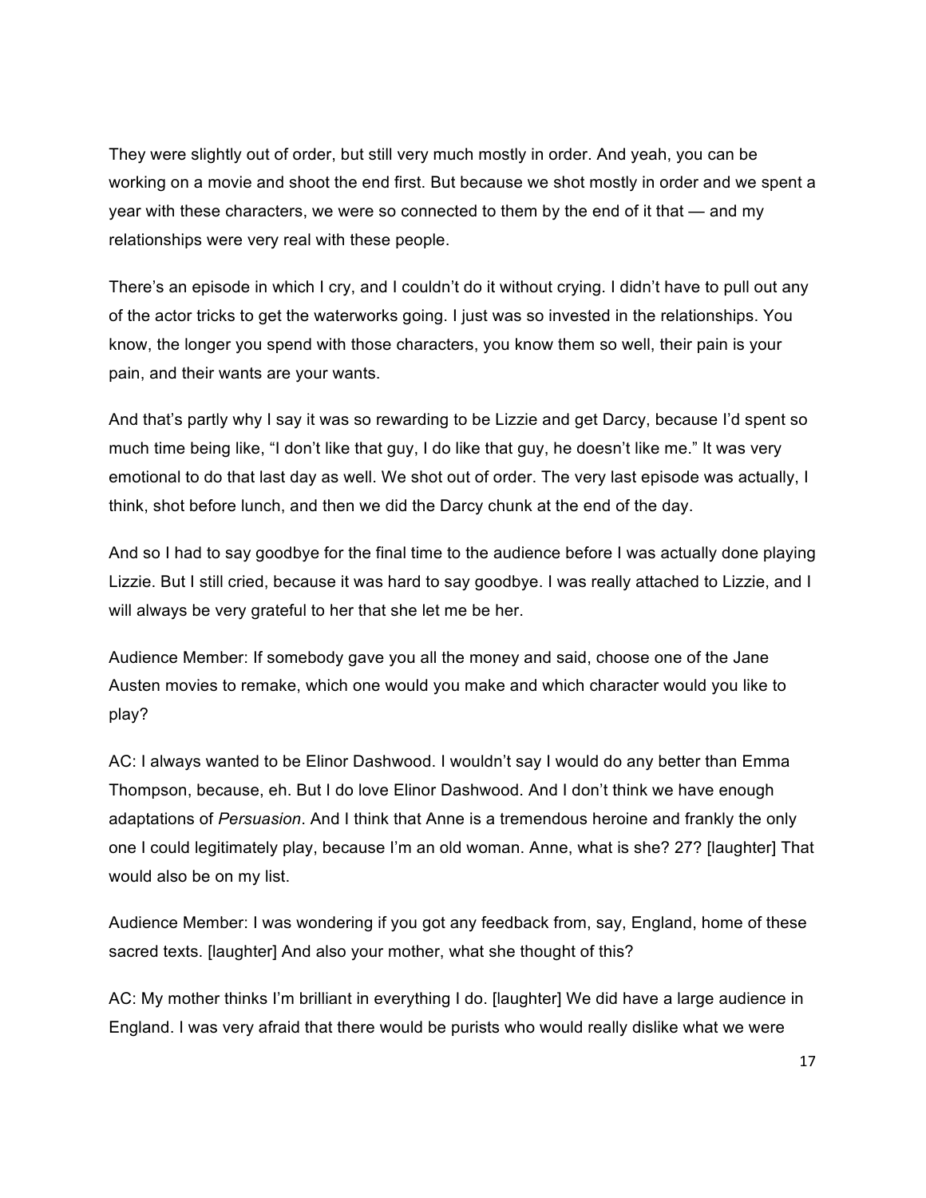They were slightly out of order, but still very much mostly in order. And yeah, you can be working on a movie and shoot the end first. But because we shot mostly in order and we spent a year with these characters, we were so connected to them by the end of it that — and my relationships were very real with these people.

There's an episode in which I cry, and I couldn't do it without crying. I didn't have to pull out any of the actor tricks to get the waterworks going. I just was so invested in the relationships. You know, the longer you spend with those characters, you know them so well, their pain is your pain, and their wants are your wants.

And that's partly why I say it was so rewarding to be Lizzie and get Darcy, because I'd spent so much time being like, "I don't like that guy, I do like that guy, he doesn't like me." It was very emotional to do that last day as well. We shot out of order. The very last episode was actually, I think, shot before lunch, and then we did the Darcy chunk at the end of the day.

And so I had to say goodbye for the final time to the audience before I was actually done playing Lizzie. But I still cried, because it was hard to say goodbye. I was really attached to Lizzie, and I will always be very grateful to her that she let me be her.

Audience Member: If somebody gave you all the money and said, choose one of the Jane Austen movies to remake, which one would you make and which character would you like to play?

AC: I always wanted to be Elinor Dashwood. I wouldn't say I would do any better than Emma Thompson, because, eh. But I do love Elinor Dashwood. And I don't think we have enough adaptations of *Persuasion*. And I think that Anne is a tremendous heroine and frankly the only one I could legitimately play, because I'm an old woman. Anne, what is she? 27? [laughter] That would also be on my list.

Audience Member: I was wondering if you got any feedback from, say, England, home of these sacred texts. [laughter] And also your mother, what she thought of this?

AC: My mother thinks I'm brilliant in everything I do. [laughter] We did have a large audience in England. I was very afraid that there would be purists who would really dislike what we were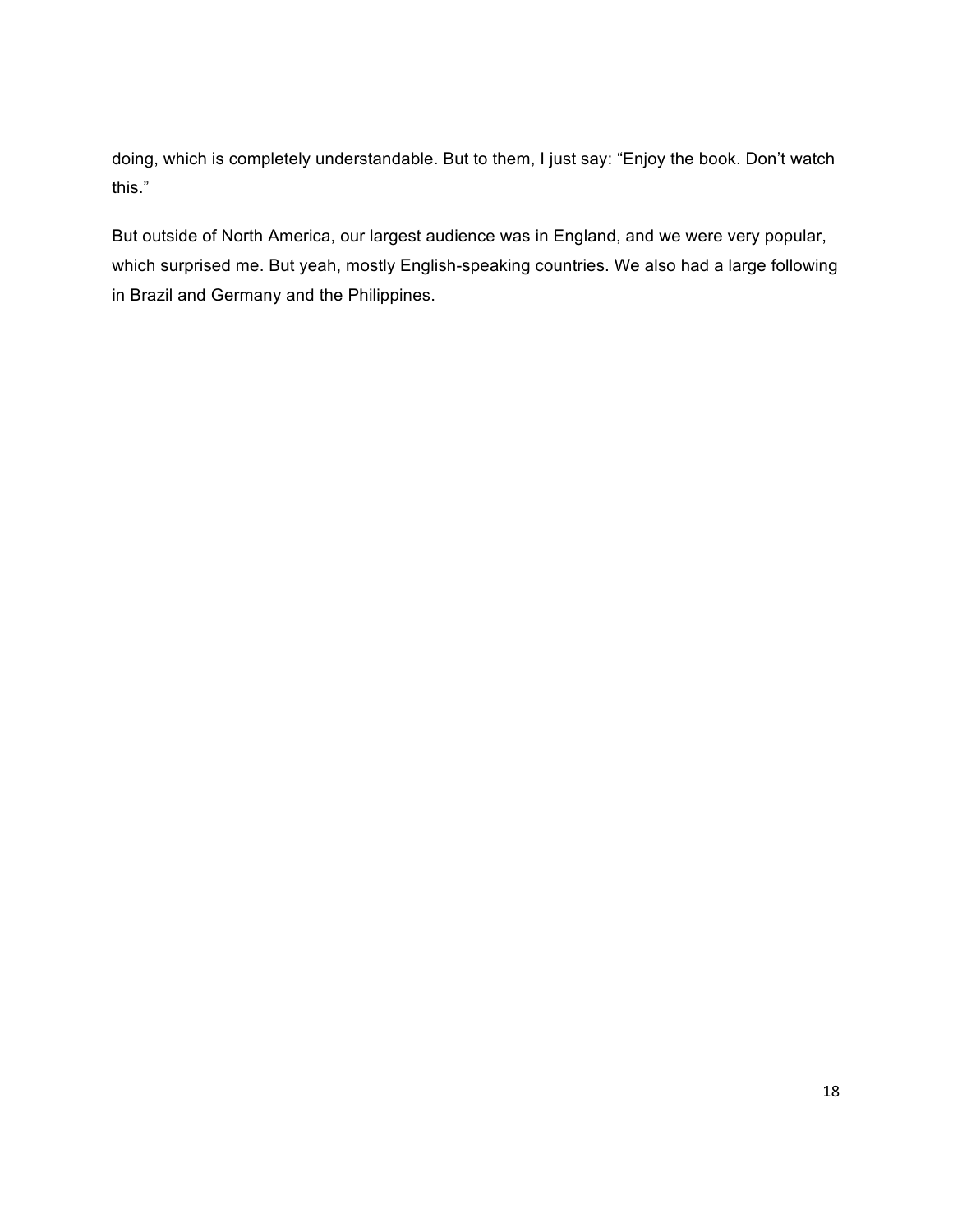doing, which is completely understandable. But to them, I just say: “Enjoy the book. Don’t watch this.”

But outside of North America, our largest audience was in England, and we were very popular, which surprised me. But yeah, mostly English-speaking countries. We also had a large following in Brazil and Germany and the Philippines.